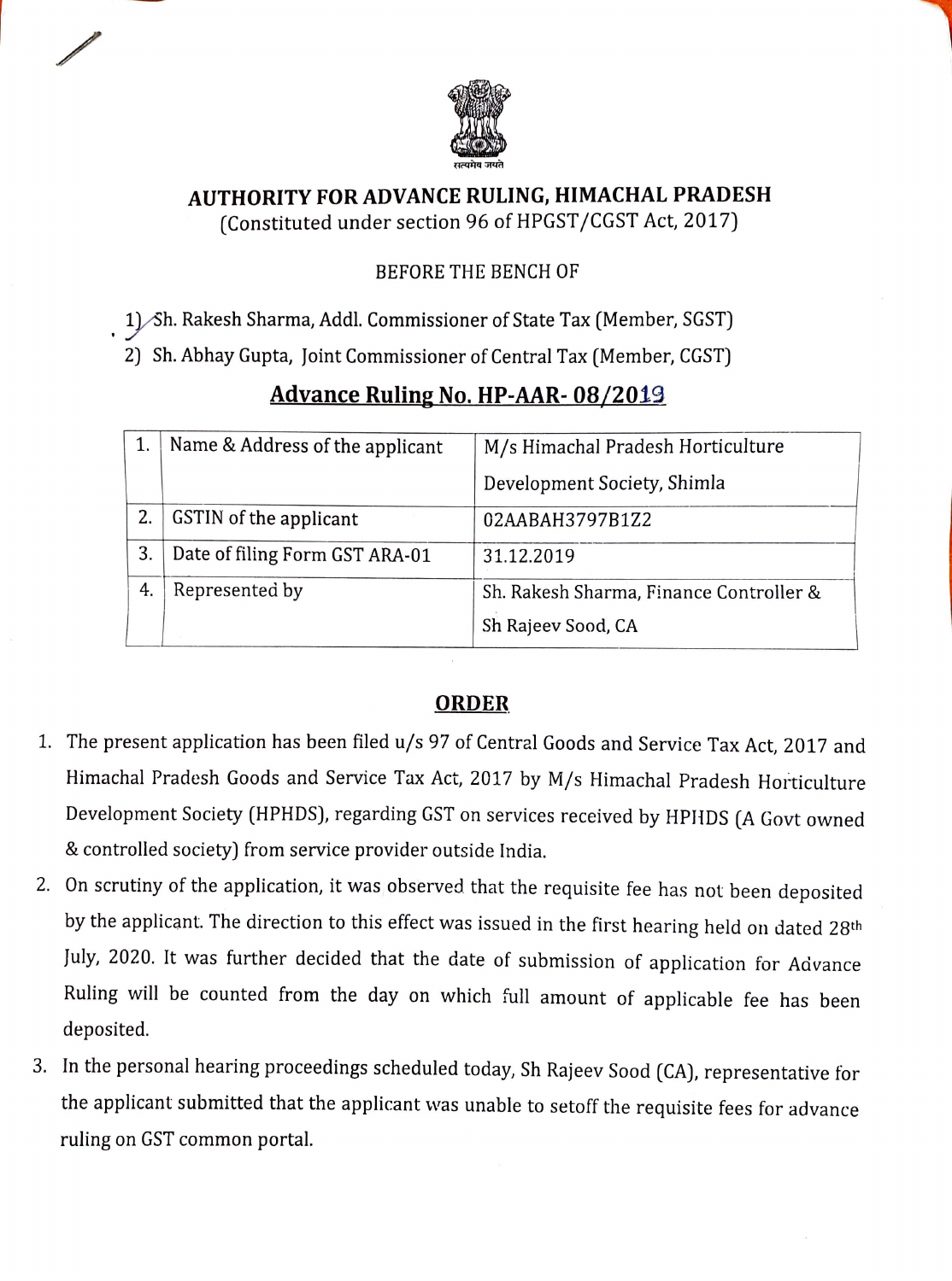सत्यमेव जयते

## AUTHORITY FOR ADVANCE RULING, HIMACHAL PRADESH

(Constituted under section 96 of HPGST/CGST Act, 2017)

BEFORE THE BENCH OF

1) Sh. Rakesh Sharma, Addl. Commissioner of State Tax (Member, SGST)
2) Sh. Abhay Gupta, Joint Commissioner of Central Tax (Member, CGST)

## Advance Ruling No. HP-AAR- 08/2019

| 1. | Name & Address of the applicant | M/s Himachal Pradesh Horticulture Development Society, Shimla |
|---|---|---|
| 2. | GSTIN of the applicant | 02AABAH3797B1Z2 |
| 3. | Date of filing Form GST ARA-01 | 31.12.2019 |
| 4. | Represented by | Sh. Rakesh Sharma, Finance Controller & Sh Rajeev Sood, CA |

## ORDER

1. The present application has been filed u/s 97 of Central Goods and Service Tax Act, 2017 and Himachal Pradesh Goods and Service Tax Act, 2017 by M/s Himachal Pradesh Horticulture Development Society (HPHDS), regarding GST on services received by HPHDS (A Govt owned & controlled society) from service provider outside India.
2. On scrutiny of the application, it was observed that the requisite fee has not been deposited by the applicant. The direction to this effect was issued in the first hearing held on dated 28th July, 2020. It was further decided that the date of submission of application for Advance Ruling will be counted from the day on which full amount of applicable fee has been deposited.
3. In the personal hearing proceedings scheduled today, Sh Rajeev Sood (CA), representative for the applicant submitted that the applicant was unable to setoff the requisite fees for advance ruling on GST common portal.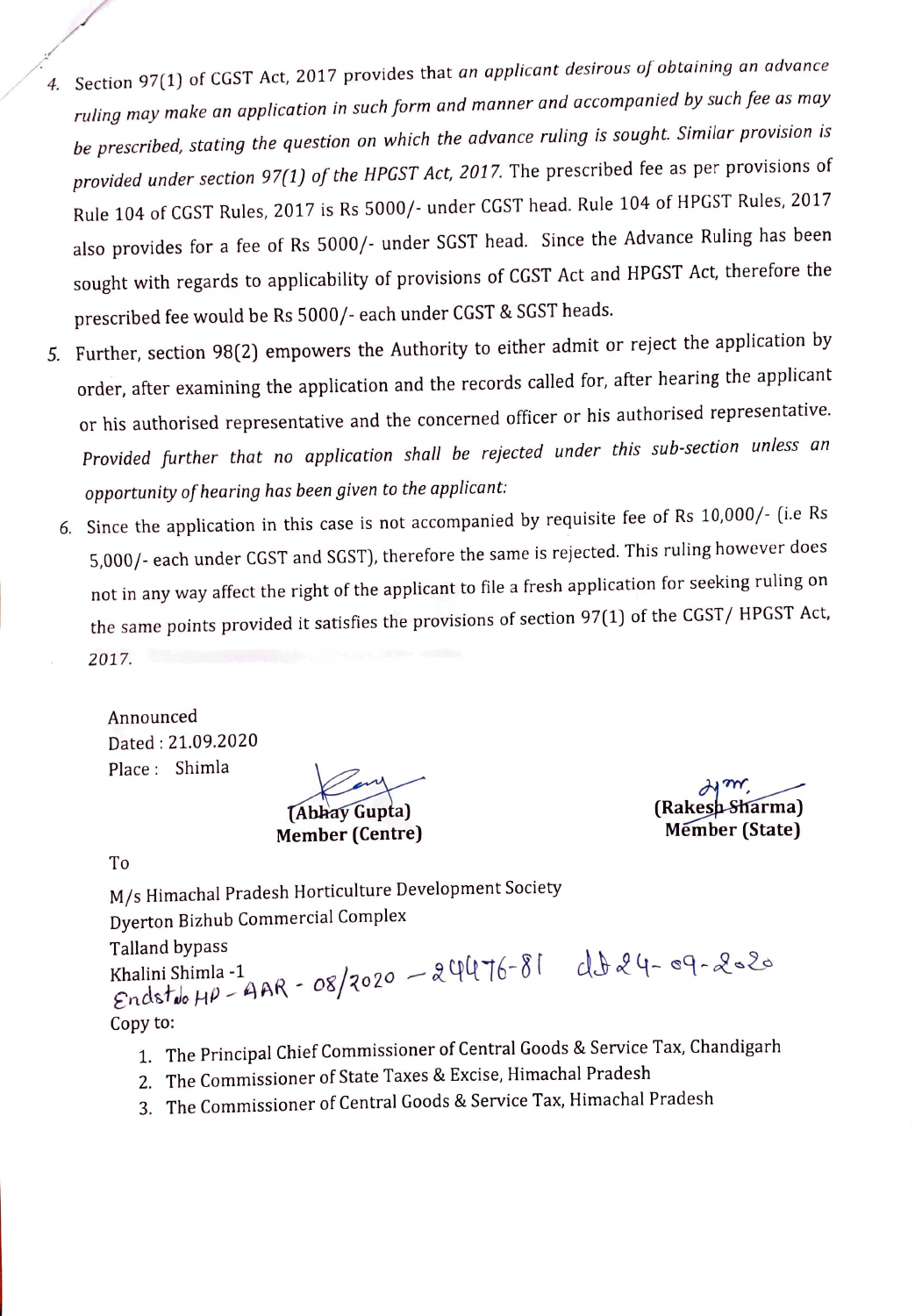4. Section 97(1) of CGST Act, 2017 provides that *an applicant desirous of obtaining an advance ruling may make an application in such form and manner and accompanied by such fee as may be prescribed, stating the question on which the advance ruling is sought. Similar provision is provided under section 97(1) of the HPGST Act, 2017.* The prescribed fee as per provisions of Rule 104 of CGST Rules, 2017 is Rs 5000/- under CGST head. Rule 104 of HPGST Rules, 2017 also provides for a fee of Rs 5000/- under SGST head. Since the Advance Ruling has been sought with regards to applicability of provisions of CGST Act and HPGST Act, therefore the prescribed fee would be Rs 5000/- each under CGST & SGST heads.

5. Further, section 98(2) empowers the Authority to either admit or reject the application by order, after examining the application and the records called for, after hearing the applicant or his authorised representative and the concerned officer or his authorised representative. *Provided further that no application shall be rejected under this sub-section unless an opportunity of hearing has been given to the applicant:*

6. Since the application in this case is not accompanied by requisite fee of Rs 10,000/- (i.e Rs 5,000/- each under CGST and SGST), therefore the same is rejected. This ruling however does not in any way affect the right of the applicant to file a fresh application for seeking ruling on the same points provided it satisfies the provisions of section 97(1) of the CGST/ HPGST Act, 2017.

Announced
Dated : 21.09.2020
Place : Shimla

**(Abhay Gupta)**
**Member (Centre)**

**(Rakesh Sharma)**
**Member (State)**

To

M/s Himachal Pradesh Horticulture Development Society
Dyerton Bizhub Commercial Complex
Talland bypass
Khalini Shimla -1

Endst. No HP - AAR - 08/2020 - 24476-81 dt 24-09-2020

Copy to:

1. The Principal Chief Commissioner of Central Goods & Service Tax, Chandigarh
2. The Commissioner of State Taxes & Excise, Himachal Pradesh
3. The Commissioner of Central Goods & Service Tax, Himachal Pradesh